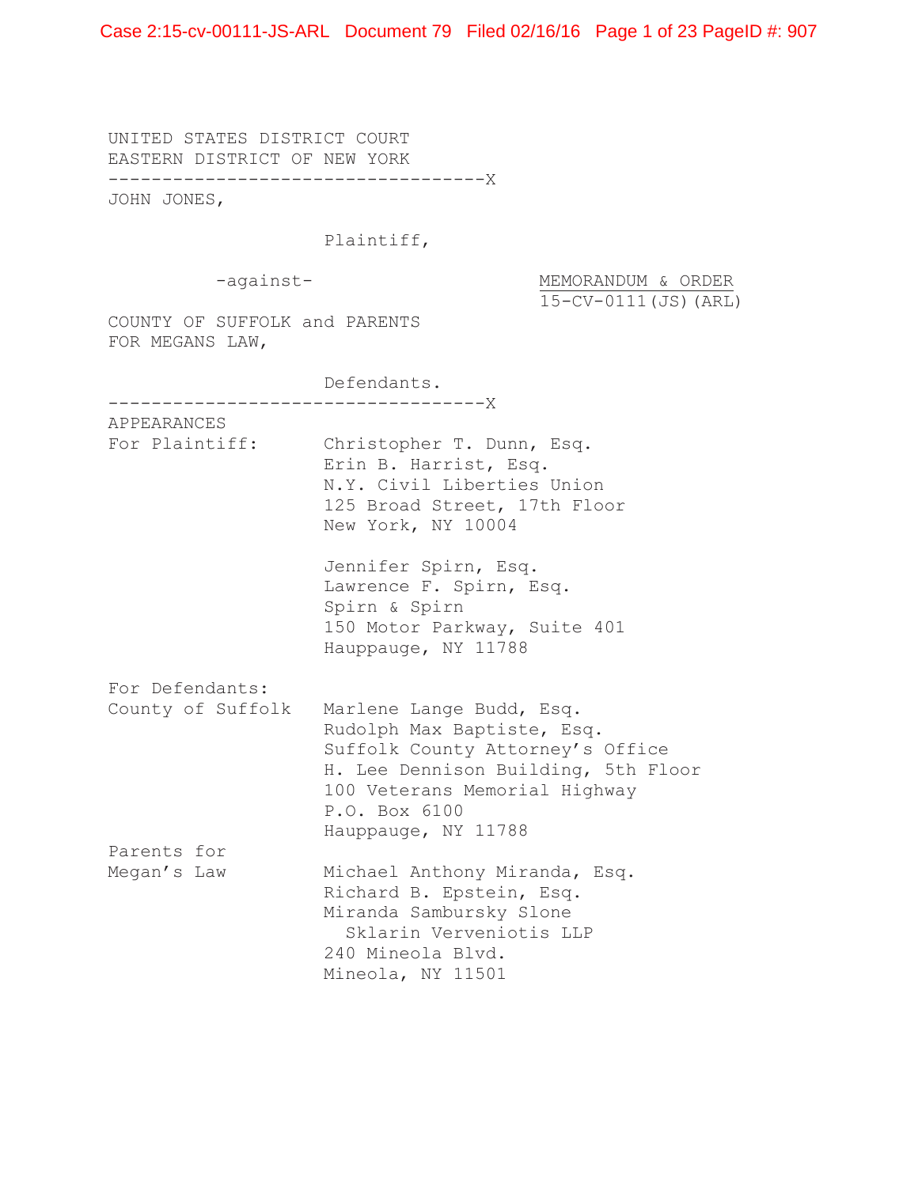UNITED STATES DISTRICT COURT
EASTERN DISTRICT OF NEW YORK

-----------------------------------X

JOHN JONES,

Plaintiff,

-against-

MEMORANDUM & ORDER
15-CV-0111(JS)(ARL)

COUNTY OF SUFFOLK and PARENTS FOR MEGANS LAW,

Defendants.

-----------------------------------X

APPEARANCES

For Plaintiff:
Christopher T. Dunn, Esq.
Erin B. Harrist, Esq.
N.Y. Civil Liberties Union
125 Broad Street, 17th Floor
New York, NY 10004

Jennifer Spirn, Esq.
Lawrence F. Spirn, Esq.
Spirn & Spirn
150 Motor Parkway, Suite 401
Hauppauge, NY 11788

For Defendants:

County of Suffolk
Marlene Lange Budd, Esq.
Rudolph Max Baptiste, Esq.
Suffolk County Attorney's Office
H. Lee Dennison Building, 5th Floor
100 Veterans Memorial Highway
P.O. Box 6100
Hauppauge, NY 11788

Parents for Megan's Law
Michael Anthony Miranda, Esq.
Richard B. Epstein, Esq.
Miranda Sambursky Slone Sklarin Verveniotis LLP
240 Mineola Blvd.
Mineola, NY 11501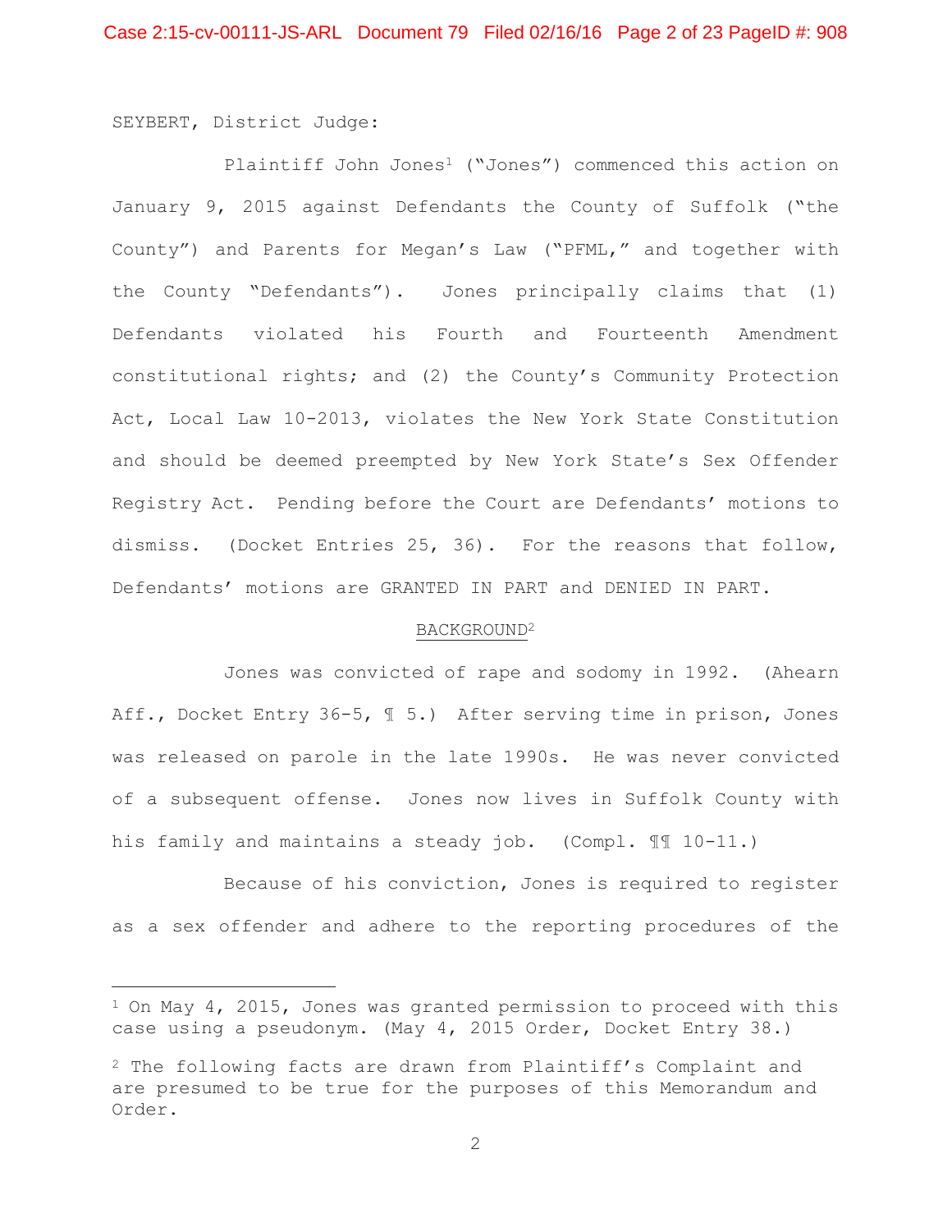SEYBERT, District Judge:

Plaintiff John Jones[1] ("Jones") commenced this action on January 9, 2015 against Defendants the County of Suffolk ("the County") and Parents for Megan's Law ("PFML," and together with the County "Defendants"). Jones principally claims that (1) Defendants violated his Fourth and Fourteenth Amendment constitutional rights; and (2) the County's Community Protection Act, Local Law 10-2013, violates the New York State Constitution and should be deemed preempted by New York State's Sex Offender Registry Act. Pending before the Court are Defendants' motions to dismiss. (Docket Entries 25, 36). For the reasons that follow, Defendants' motions are GRANTED IN PART and DENIED IN PART.

## BACKGROUND[2]

Jones was convicted of rape and sodomy in 1992. (Ahearn Aff., Docket Entry 36-5, ¶ 5.) After serving time in prison, Jones was released on parole in the late 1990s. He was never convicted of a subsequent offense. Jones now lives in Suffolk County with his family and maintains a steady job. (Compl. ¶¶ 10-11.)

Because of his conviction, Jones is required to register as a sex offender and adhere to the reporting procedures of the

---

[1] On May 4, 2015, Jones was granted permission to proceed with this case using a pseudonym. (May 4, 2015 Order, Docket Entry 38.)

[2] The following facts are drawn from Plaintiff's Complaint and are presumed to be true for the purposes of this Memorandum and Order.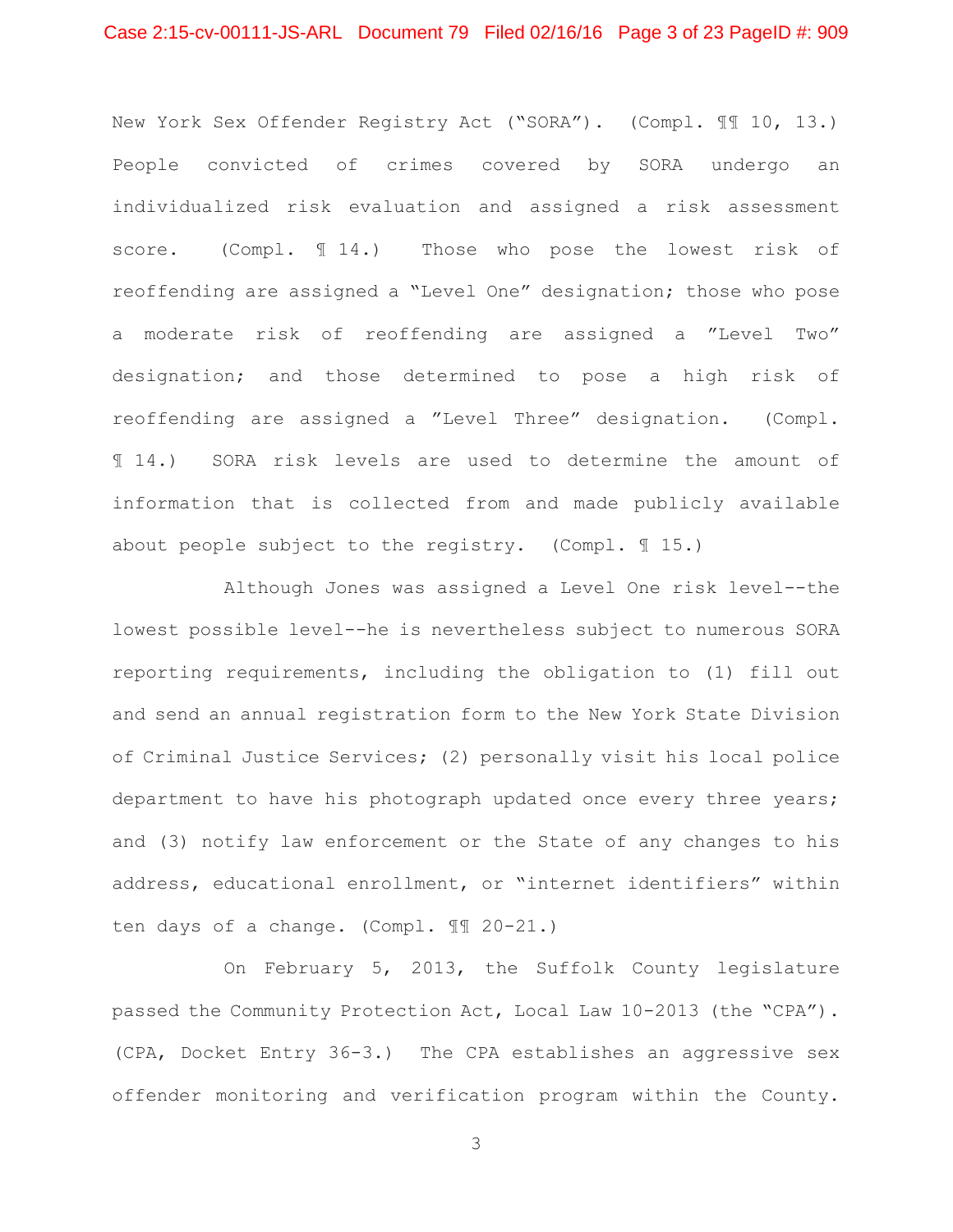New York Sex Offender Registry Act ("SORA"). (Compl. ¶¶ 10, 13.) People convicted of crimes covered by SORA undergo an individualized risk evaluation and assigned a risk assessment score. (Compl. ¶ 14.) Those who pose the lowest risk of reoffending are assigned a "Level One" designation; those who pose a moderate risk of reoffending are assigned a "Level Two" designation; and those determined to pose a high risk of reoffending are assigned a "Level Three" designation. (Compl. ¶ 14.) SORA risk levels are used to determine the amount of information that is collected from and made publicly available about people subject to the registry. (Compl. ¶ 15.)

Although Jones was assigned a Level One risk level--the lowest possible level--he is nevertheless subject to numerous SORA reporting requirements, including the obligation to (1) fill out and send an annual registration form to the New York State Division of Criminal Justice Services; (2) personally visit his local police department to have his photograph updated once every three years; and (3) notify law enforcement or the State of any changes to his address, educational enrollment, or "internet identifiers" within ten days of a change. (Compl. ¶¶ 20-21.)

On February 5, 2013, the Suffolk County legislature passed the Community Protection Act, Local Law 10-2013 (the "CPA"). (CPA, Docket Entry 36-3.) The CPA establishes an aggressive sex offender monitoring and verification program within the County.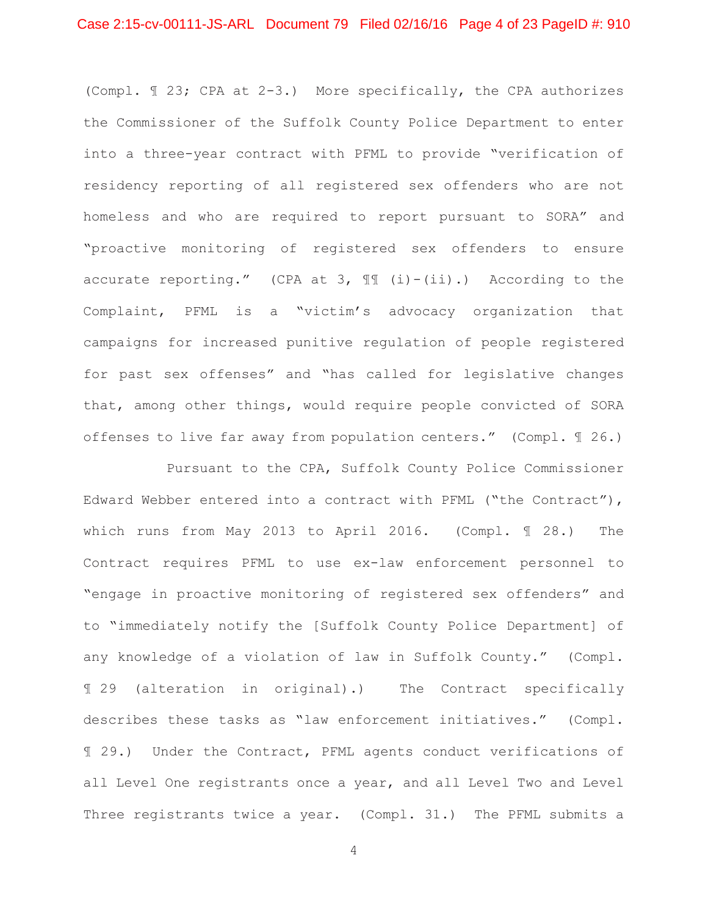(Compl. ¶ 23; CPA at 2-3.) More specifically, the CPA authorizes the Commissioner of the Suffolk County Police Department to enter into a three-year contract with PFML to provide "verification of residency reporting of all registered sex offenders who are not homeless and who are required to report pursuant to SORA" and "proactive monitoring of registered sex offenders to ensure accurate reporting." (CPA at 3, ¶¶ (i)-(ii).) According to the Complaint, PFML is a "victim's advocacy organization that campaigns for increased punitive regulation of people registered for past sex offenses" and "has called for legislative changes that, among other things, would require people convicted of SORA offenses to live far away from population centers." (Compl. ¶ 26.)

Pursuant to the CPA, Suffolk County Police Commissioner Edward Webber entered into a contract with PFML ("the Contract"), which runs from May 2013 to April 2016. (Compl. ¶ 28.) The Contract requires PFML to use ex-law enforcement personnel to "engage in proactive monitoring of registered sex offenders" and to "immediately notify the [Suffolk County Police Department] of any knowledge of a violation of law in Suffolk County." (Compl. ¶ 29 (alteration in original).) The Contract specifically describes these tasks as "law enforcement initiatives." (Compl. ¶ 29.) Under the Contract, PFML agents conduct verifications of all Level One registrants once a year, and all Level Two and Level Three registrants twice a year. (Compl. 31.) The PFML submits a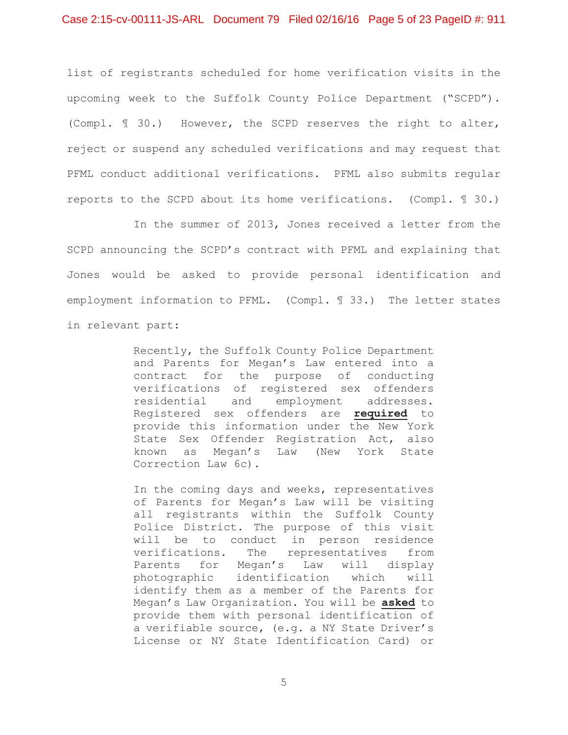list of registrants scheduled for home verification visits in the upcoming week to the Suffolk County Police Department ("SCPD"). (Compl. ¶ 30.) However, the SCPD reserves the right to alter, reject or suspend any scheduled verifications and may request that PFML conduct additional verifications. PFML also submits regular reports to the SCPD about its home verifications. (Compl. ¶ 30.)

In the summer of 2013, Jones received a letter from the SCPD announcing the SCPD's contract with PFML and explaining that Jones would be asked to provide personal identification and employment information to PFML. (Compl. ¶ 33.) The letter states in relevant part:

> Recently, the Suffolk County Police Department and Parents for Megan's Law entered into a contract for the purpose of conducting verifications of registered sex offenders residential and employment addresses. Registered sex offenders are **required** to provide this information under the New York State Sex Offender Registration Act, also known as Megan's Law (New York State Correction Law 6c).
>
> In the coming days and weeks, representatives of Parents for Megan's Law will be visiting all registrants within the Suffolk County Police District. The purpose of this visit will be to conduct in person residence verifications. The representatives from Parents for Megan's Law will display photographic identification which will identify them as a member of the Parents for Megan's Law Organization. You will be **asked** to provide them with personal identification of a verifiable source, (e.g. a NY State Driver's License or NY State Identification Card) or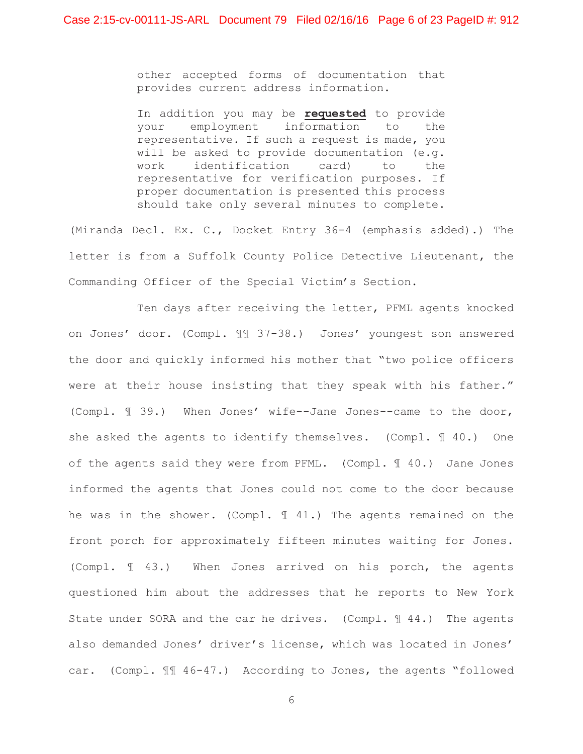> other accepted forms of documentation that provides current address information.
>
> In addition you may be **<u>requested</u>** to provide your employment information to the representative. If such a request is made, you will be asked to provide documentation (e.g. work identification card) to the representative for verification purposes. If proper documentation is presented this process should take only several minutes to complete.

(Miranda Decl. Ex. C., Docket Entry 36-4 (emphasis added).) The letter is from a Suffolk County Police Detective Lieutenant, the Commanding Officer of the Special Victim's Section.

Ten days after receiving the letter, PFML agents knocked on Jones' door. (Compl. ¶¶ 37-38.) Jones' youngest son answered the door and quickly informed his mother that "two police officers were at their house insisting that they speak with his father." (Compl. ¶ 39.) When Jones' wife--Jane Jones--came to the door, she asked the agents to identify themselves. (Compl. ¶ 40.) One of the agents said they were from PFML. (Compl. ¶ 40.) Jane Jones informed the agents that Jones could not come to the door because he was in the shower. (Compl. ¶ 41.) The agents remained on the front porch for approximately fifteen minutes waiting for Jones. (Compl. ¶ 43.) When Jones arrived on his porch, the agents questioned him about the addresses that he reports to New York State under SORA and the car he drives. (Compl. ¶ 44.) The agents also demanded Jones' driver's license, which was located in Jones' car. (Compl. ¶¶ 46-47.) According to Jones, the agents "followed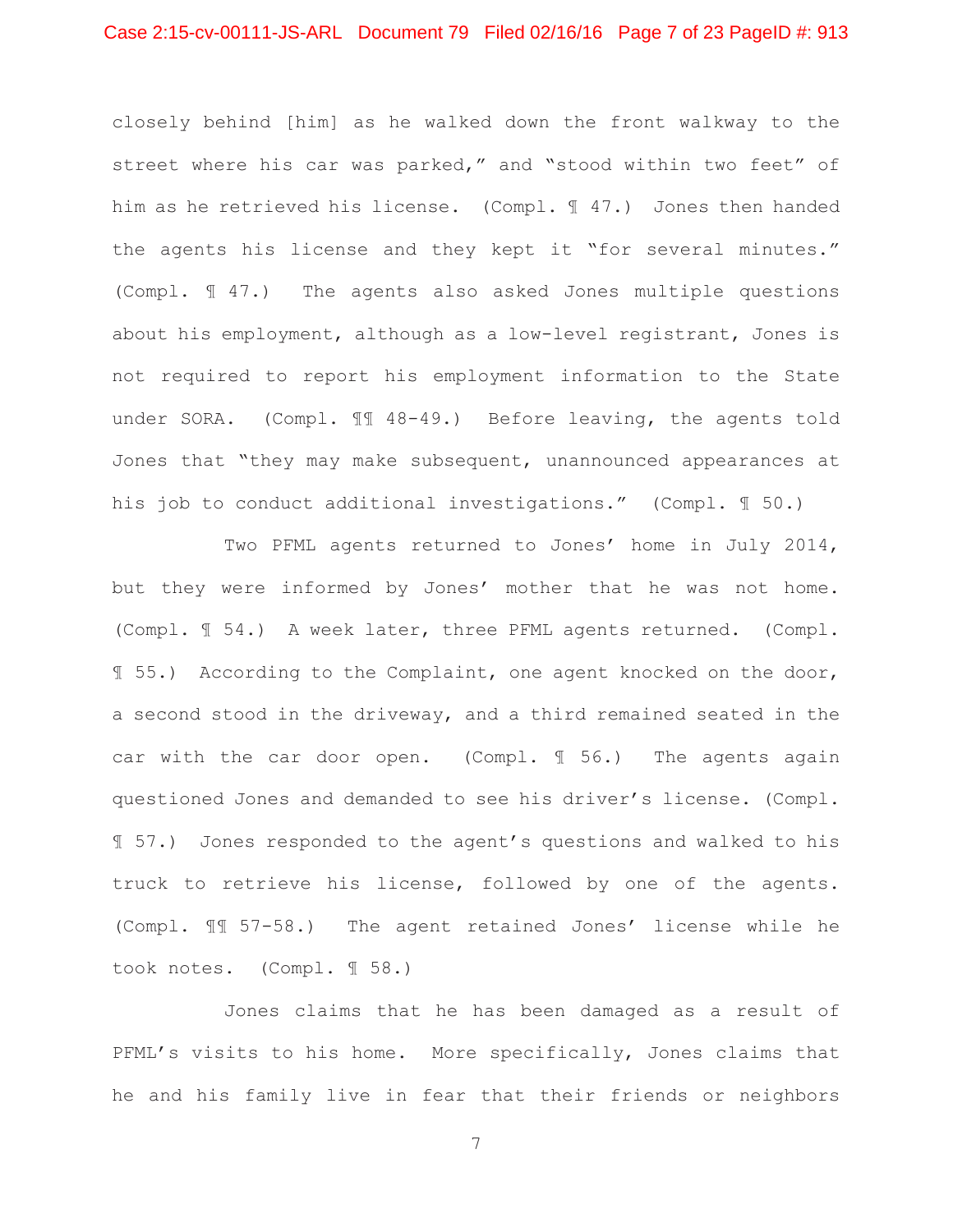closely behind [him] as he walked down the front walkway to the street where his car was parked," and "stood within two feet" of him as he retrieved his license. (Compl. ¶ 47.) Jones then handed the agents his license and they kept it "for several minutes." (Compl. ¶ 47.) The agents also asked Jones multiple questions about his employment, although as a low-level registrant, Jones is not required to report his employment information to the State under SORA. (Compl. ¶¶ 48-49.) Before leaving, the agents told Jones that "they may make subsequent, unannounced appearances at his job to conduct additional investigations." (Compl. ¶ 50.)

Two PFML agents returned to Jones' home in July 2014, but they were informed by Jones' mother that he was not home. (Compl. ¶ 54.) A week later, three PFML agents returned. (Compl. ¶ 55.) According to the Complaint, one agent knocked on the door, a second stood in the driveway, and a third remained seated in the car with the car door open. (Compl. ¶ 56.) The agents again questioned Jones and demanded to see his driver's license. (Compl. ¶ 57.) Jones responded to the agent's questions and walked to his truck to retrieve his license, followed by one of the agents. (Compl. ¶¶ 57-58.) The agent retained Jones' license while he took notes. (Compl. ¶ 58.)

Jones claims that he has been damaged as a result of PFML's visits to his home. More specifically, Jones claims that he and his family live in fear that their friends or neighbors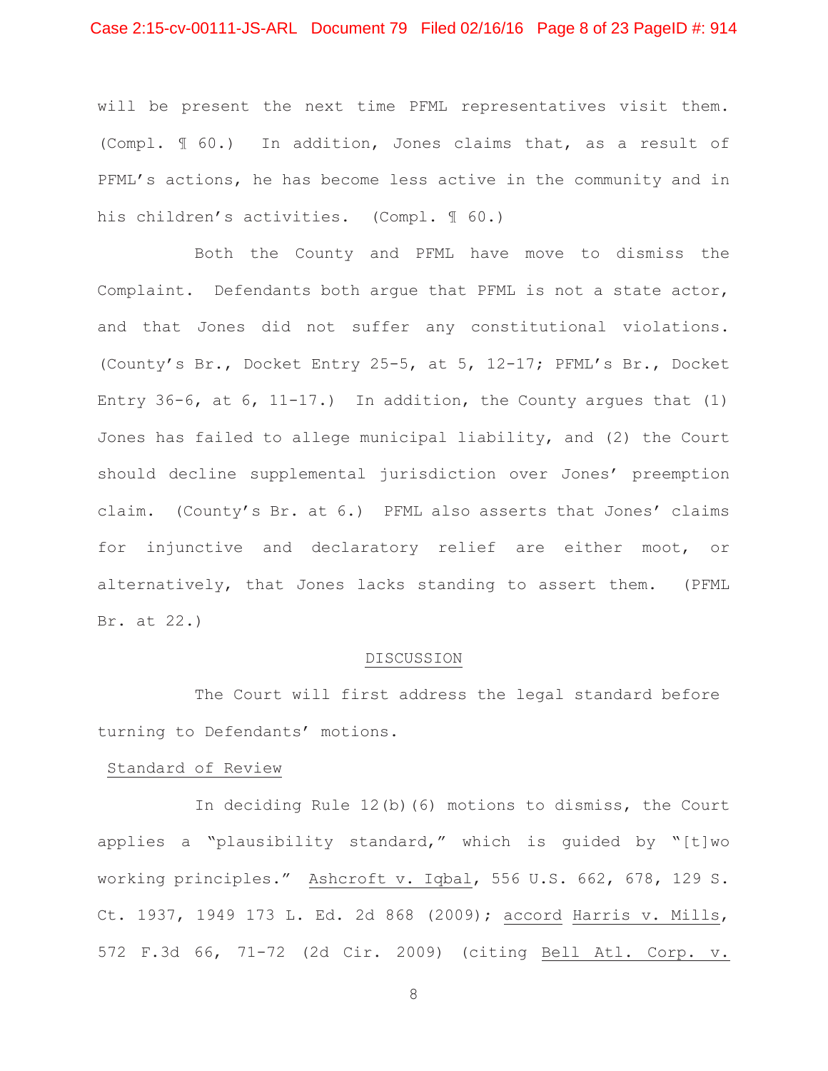will be present the next time PFML representatives visit them. (Compl. ¶ 60.) In addition, Jones claims that, as a result of PFML's actions, he has become less active in the community and in his children's activities. (Compl. ¶ 60.)

Both the County and PFML have move to dismiss the Complaint. Defendants both argue that PFML is not a state actor, and that Jones did not suffer any constitutional violations. (County's Br., Docket Entry 25-5, at 5, 12-17; PFML's Br., Docket Entry 36-6, at 6, 11-17.) In addition, the County argues that (1) Jones has failed to allege municipal liability, and (2) the Court should decline supplemental jurisdiction over Jones' preemption claim. (County's Br. at 6.) PFML also asserts that Jones' claims for injunctive and declaratory relief are either moot, or alternatively, that Jones lacks standing to assert them. (PFML Br. at 22.)

## DISCUSSION

The Court will first address the legal standard before turning to Defendants' motions.

### Standard of Review

In deciding Rule 12(b)(6) motions to dismiss, the Court applies a "plausibility standard," which is guided by "[t]wo working principles." Ashcroft v. Iqbal, 556 U.S. 662, 678, 129 S. Ct. 1937, 1949 173 L. Ed. 2d 868 (2009); accord Harris v. Mills, 572 F.3d 66, 71-72 (2d Cir. 2009) (citing Bell Atl. Corp. v.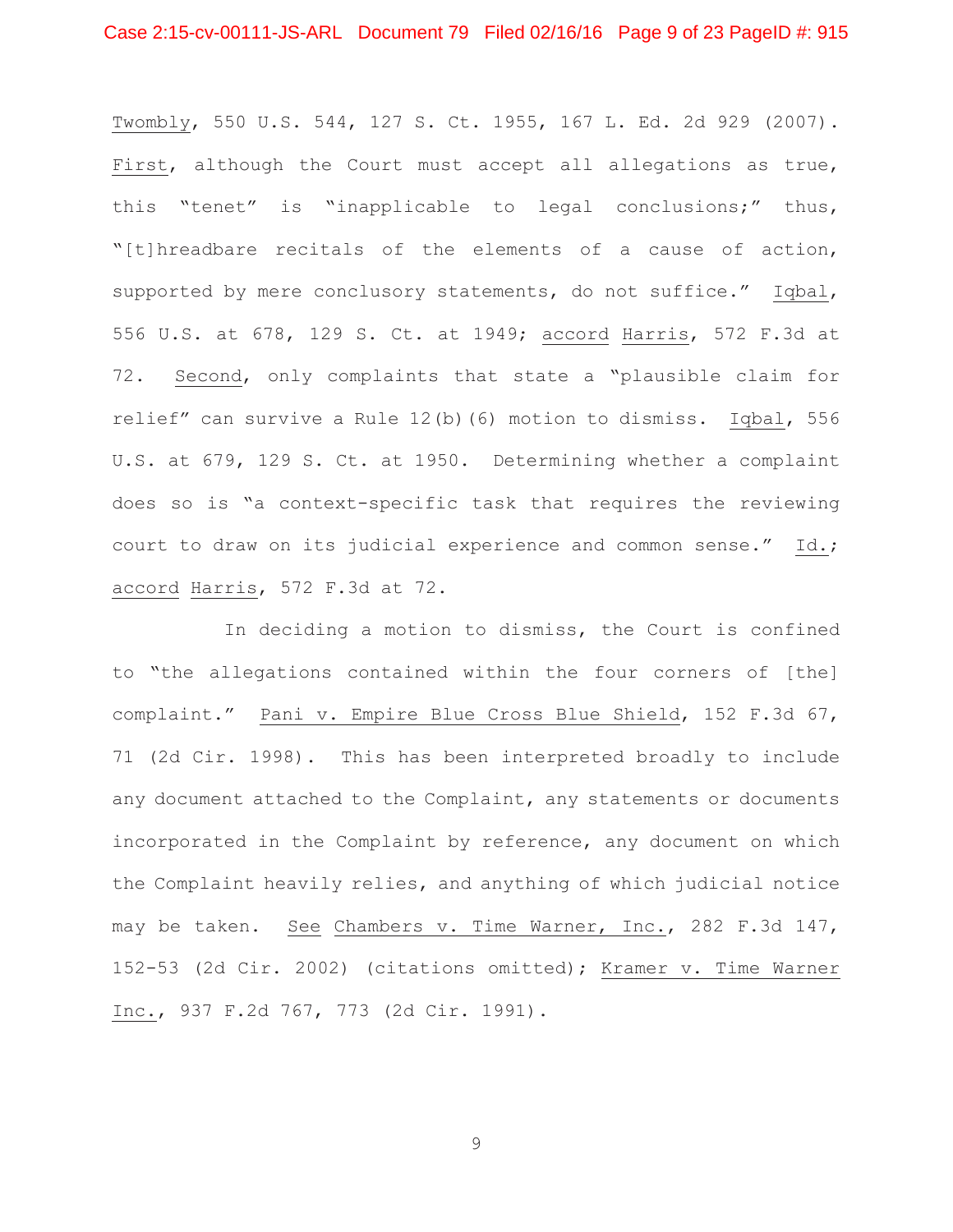Twombly, 550 U.S. 544, 127 S. Ct. 1955, 167 L. Ed. 2d 929 (2007). First, although the Court must accept all allegations as true, this "tenet" is "inapplicable to legal conclusions;" thus, "[t]hreadbare recitals of the elements of a cause of action, supported by mere conclusory statements, do not suffice." Iqbal, 556 U.S. at 678, 129 S. Ct. at 1949; accord Harris, 572 F.3d at 72. Second, only complaints that state a "plausible claim for relief" can survive a Rule 12(b)(6) motion to dismiss. Iqbal, 556 U.S. at 679, 129 S. Ct. at 1950. Determining whether a complaint does so is "a context-specific task that requires the reviewing court to draw on its judicial experience and common sense." Id.; accord Harris, 572 F.3d at 72.

In deciding a motion to dismiss, the Court is confined to "the allegations contained within the four corners of [the] complaint." Pani v. Empire Blue Cross Blue Shield, 152 F.3d 67, 71 (2d Cir. 1998). This has been interpreted broadly to include any document attached to the Complaint, any statements or documents incorporated in the Complaint by reference, any document on which the Complaint heavily relies, and anything of which judicial notice may be taken. See Chambers v. Time Warner, Inc., 282 F.3d 147, 152-53 (2d Cir. 2002) (citations omitted); Kramer v. Time Warner Inc., 937 F.2d 767, 773 (2d Cir. 1991).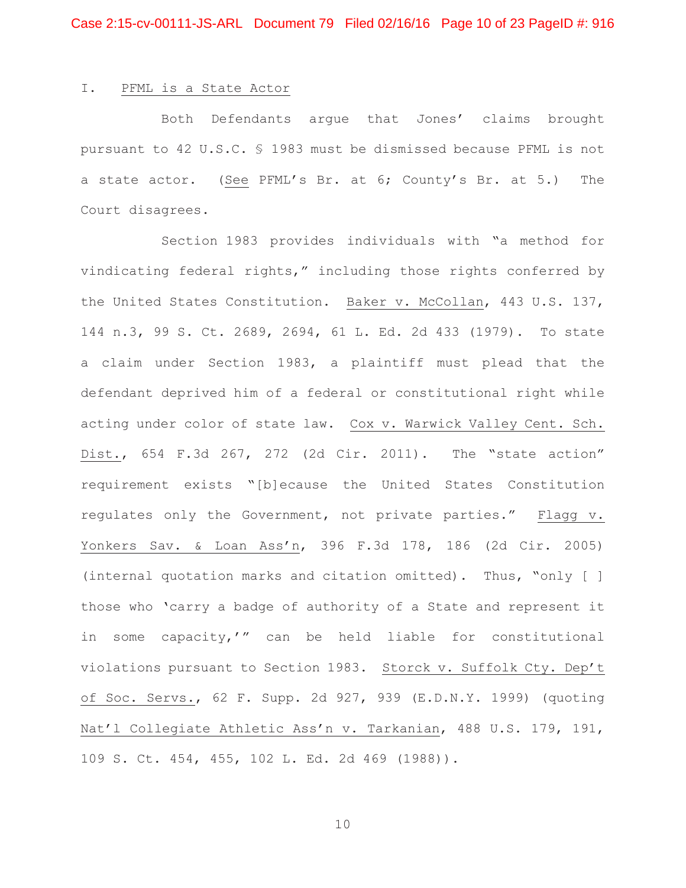## I. PFML is a State Actor

Both Defendants argue that Jones' claims brought pursuant to 42 U.S.C. § 1983 must be dismissed because PFML is not a state actor. (See PFML's Br. at 6; County's Br. at 5.) The Court disagrees.

Section 1983 provides individuals with "a method for vindicating federal rights," including those rights conferred by the United States Constitution. Baker v. McCollan, 443 U.S. 137, 144 n.3, 99 S. Ct. 2689, 2694, 61 L. Ed. 2d 433 (1979). To state a claim under Section 1983, a plaintiff must plead that the defendant deprived him of a federal or constitutional right while acting under color of state law. Cox v. Warwick Valley Cent. Sch. Dist., 654 F.3d 267, 272 (2d Cir. 2011). The "state action" requirement exists "[b]ecause the United States Constitution regulates only the Government, not private parties." Flagg v. Yonkers Sav. & Loan Ass'n, 396 F.3d 178, 186 (2d Cir. 2005) (internal quotation marks and citation omitted). Thus, "only [ ] those who 'carry a badge of authority of a State and represent it in some capacity,'" can be held liable for constitutional violations pursuant to Section 1983. Storck v. Suffolk Cty. Dep't of Soc. Servs., 62 F. Supp. 2d 927, 939 (E.D.N.Y. 1999) (quoting Nat'l Collegiate Athletic Ass'n v. Tarkanian, 488 U.S. 179, 191, 109 S. Ct. 454, 455, 102 L. Ed. 2d 469 (1988)).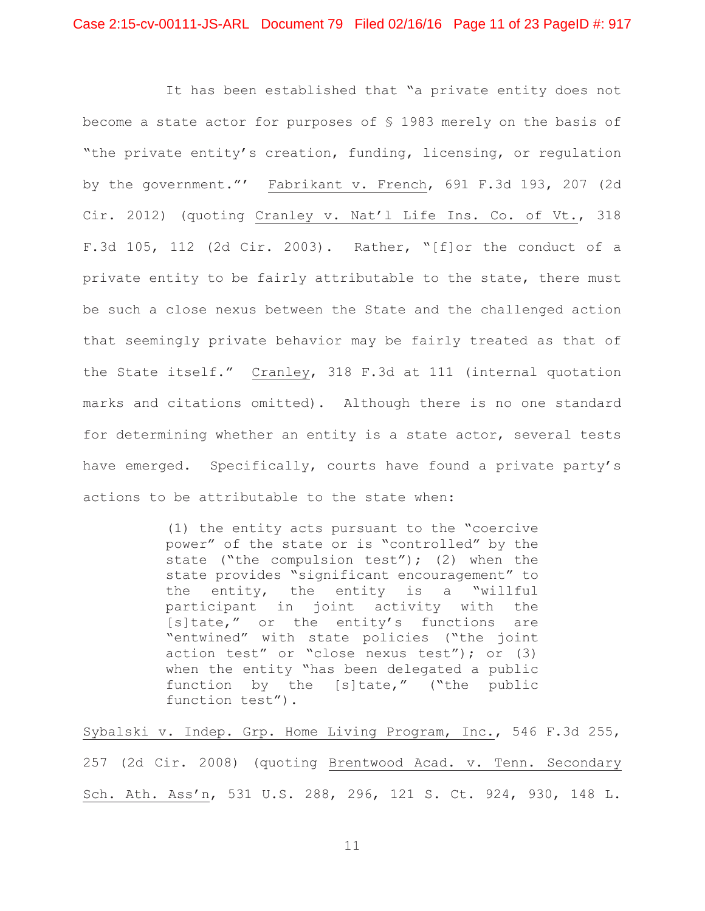It has been established that "a private entity does not become a state actor for purposes of § 1983 merely on the basis of "the private entity's creation, funding, licensing, or regulation by the government."' Fabrikant v. French, 691 F.3d 193, 207 (2d Cir. 2012) (quoting Cranley v. Nat'l Life Ins. Co. of Vt., 318 F.3d 105, 112 (2d Cir. 2003). Rather, "[f]or the conduct of a private entity to be fairly attributable to the state, there must be such a close nexus between the State and the challenged action that seemingly private behavior may be fairly treated as that of the State itself." Cranley, 318 F.3d at 111 (internal quotation marks and citations omitted). Although there is no one standard for determining whether an entity is a state actor, several tests have emerged. Specifically, courts have found a private party's actions to be attributable to the state when:

> (1) the entity acts pursuant to the "coercive power" of the state or is "controlled" by the state ("the compulsion test"); (2) when the state provides "significant encouragement" to the entity, the entity is a "willful participant in joint activity with the [s]tate," or the entity's functions are "entwined" with state policies ("the joint action test" or "close nexus test"); or (3) when the entity "has been delegated a public function by the [s]tate," ("the public function test").

Sybalski v. Indep. Grp. Home Living Program, Inc., 546 F.3d 255, 257 (2d Cir. 2008) (quoting Brentwood Acad. v. Tenn. Secondary Sch. Ath. Ass'n, 531 U.S. 288, 296, 121 S. Ct. 924, 930, 148 L.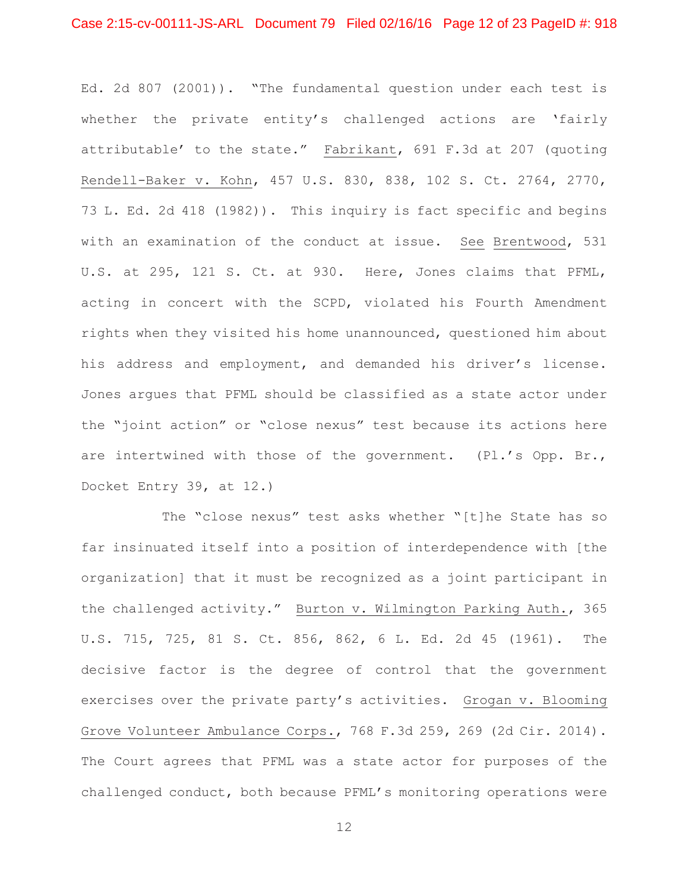Ed. 2d 807 (2001)). "The fundamental question under each test is whether the private entity's challenged actions are 'fairly attributable' to the state." Fabrikant, 691 F.3d at 207 (quoting Rendell-Baker v. Kohn, 457 U.S. 830, 838, 102 S. Ct. 2764, 2770, 73 L. Ed. 2d 418 (1982)). This inquiry is fact specific and begins with an examination of the conduct at issue. See Brentwood, 531 U.S. at 295, 121 S. Ct. at 930. Here, Jones claims that PFML, acting in concert with the SCPD, violated his Fourth Amendment rights when they visited his home unannounced, questioned him about his address and employment, and demanded his driver's license. Jones argues that PFML should be classified as a state actor under the "joint action" or "close nexus" test because its actions here are intertwined with those of the government. (Pl.'s Opp. Br., Docket Entry 39, at 12.)

The "close nexus" test asks whether "[t]he State has so far insinuated itself into a position of interdependence with [the organization] that it must be recognized as a joint participant in the challenged activity." Burton v. Wilmington Parking Auth., 365 U.S. 715, 725, 81 S. Ct. 856, 862, 6 L. Ed. 2d 45 (1961). The decisive factor is the degree of control that the government exercises over the private party's activities. Grogan v. Blooming Grove Volunteer Ambulance Corps., 768 F.3d 259, 269 (2d Cir. 2014). The Court agrees that PFML was a state actor for purposes of the challenged conduct, both because PFML's monitoring operations were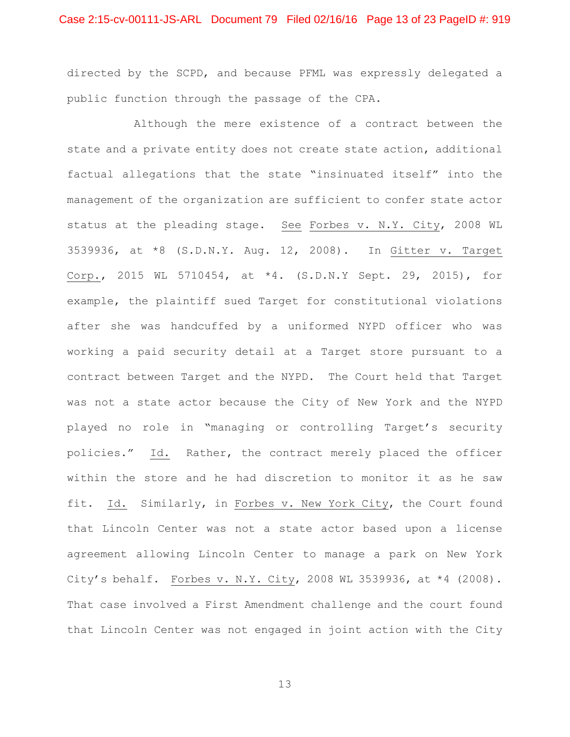directed by the SCPD, and because PFML was expressly delegated a public function through the passage of the CPA.

Although the mere existence of a contract between the state and a private entity does not create state action, additional factual allegations that the state "insinuated itself" into the management of the organization are sufficient to confer state actor status at the pleading stage. See Forbes v. N.Y. City, 2008 WL 3539936, at *8 (S.D.N.Y. Aug. 12, 2008). In Gitter v. Target Corp., 2015 WL 5710454, at *4. (S.D.N.Y Sept. 29, 2015), for example, the plaintiff sued Target for constitutional violations after she was handcuffed by a uniformed NYPD officer who was working a paid security detail at a Target store pursuant to a contract between Target and the NYPD. The Court held that Target was not a state actor because the City of New York and the NYPD played no role in "managing or controlling Target's security policies." Id. Rather, the contract merely placed the officer within the store and he had discretion to monitor it as he saw fit. Id. Similarly, in Forbes v. New York City, the Court found that Lincoln Center was not a state actor based upon a license agreement allowing Lincoln Center to manage a park on New York City's behalf. Forbes v. N.Y. City, 2008 WL 3539936, at *4 (2008). That case involved a First Amendment challenge and the court found that Lincoln Center was not engaged in joint action with the City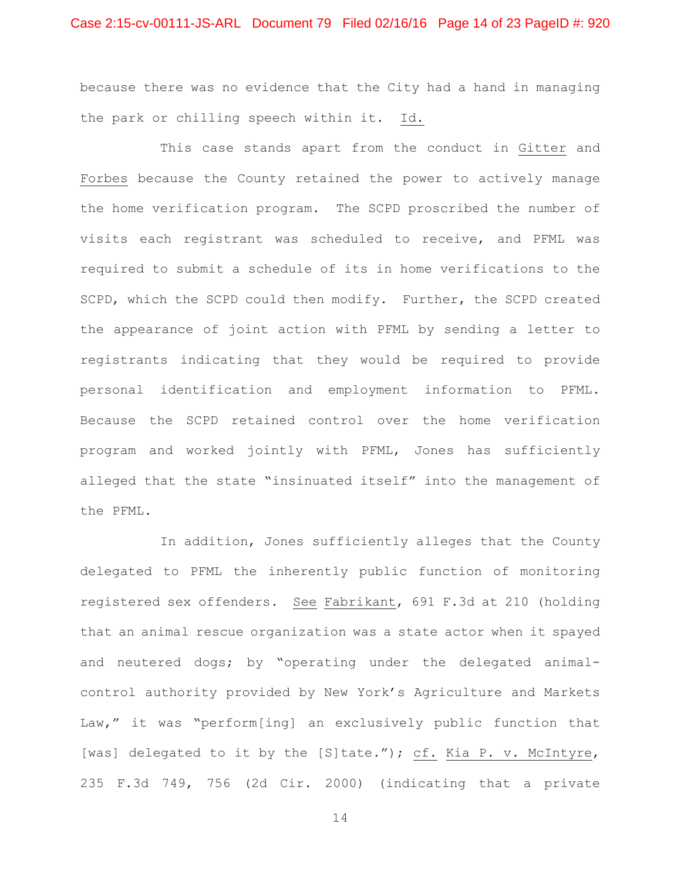because there was no evidence that the City had a hand in managing the park or chilling speech within it. Id.

This case stands apart from the conduct in Gitter and Forbes because the County retained the power to actively manage the home verification program. The SCPD proscribed the number of visits each registrant was scheduled to receive, and PFML was required to submit a schedule of its in home verifications to the SCPD, which the SCPD could then modify. Further, the SCPD created the appearance of joint action with PFML by sending a letter to registrants indicating that they would be required to provide personal identification and employment information to PFML. Because the SCPD retained control over the home verification program and worked jointly with PFML, Jones has sufficiently alleged that the state "insinuated itself" into the management of the PFML.

In addition, Jones sufficiently alleges that the County delegated to PFML the inherently public function of monitoring registered sex offenders. See Fabrikant, 691 F.3d at 210 (holding that an animal rescue organization was a state actor when it spayed and neutered dogs; by "operating under the delegated animal-control authority provided by New York's Agriculture and Markets Law," it was "perform[ing] an exclusively public function that [was] delegated to it by the [S]tate."); cf. Kia P. v. McIntyre, 235 F.3d 749, 756 (2d Cir. 2000) (indicating that a private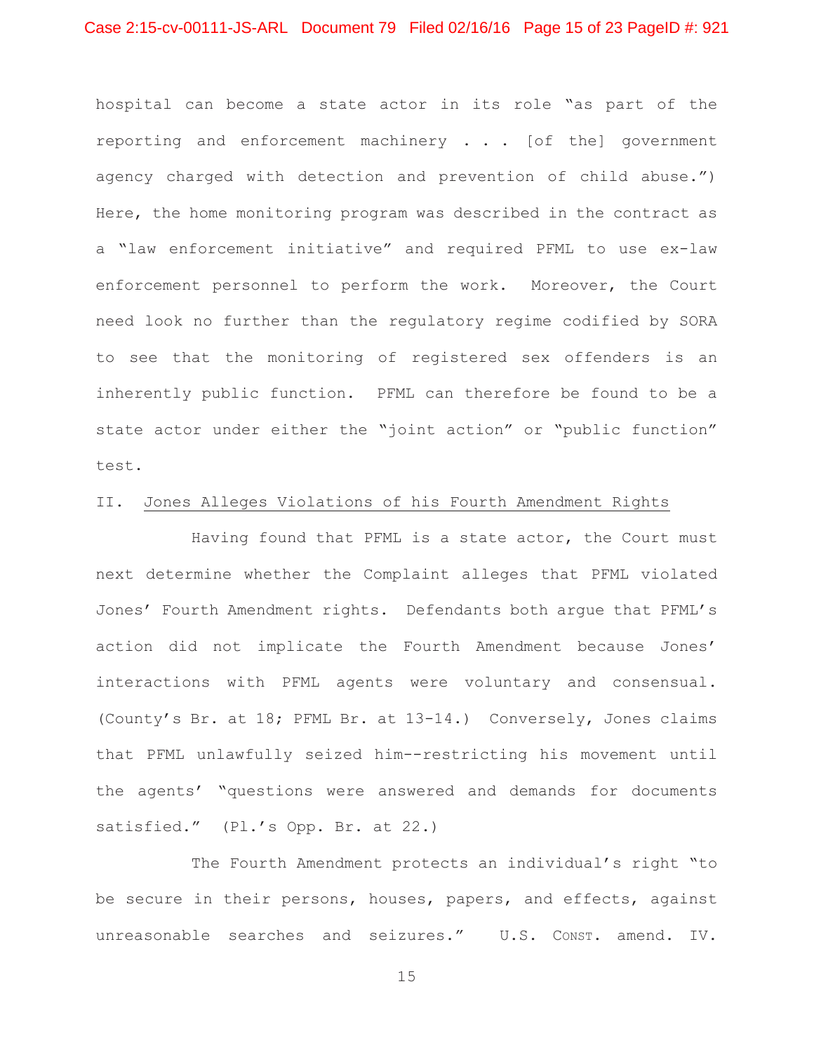hospital can become a state actor in its role "as part of the reporting and enforcement machinery . . . [of the] government agency charged with detection and prevention of child abuse.") Here, the home monitoring program was described in the contract as a "law enforcement initiative" and required PFML to use ex-law enforcement personnel to perform the work. Moreover, the Court need look no further than the regulatory regime codified by SORA to see that the monitoring of registered sex offenders is an inherently public function. PFML can therefore be found to be a state actor under either the "joint action" or "public function" test.

## II. Jones Alleges Violations of his Fourth Amendment Rights

Having found that PFML is a state actor, the Court must next determine whether the Complaint alleges that PFML violated Jones' Fourth Amendment rights. Defendants both argue that PFML's action did not implicate the Fourth Amendment because Jones' interactions with PFML agents were voluntary and consensual. (County's Br. at 18; PFML Br. at 13-14.) Conversely, Jones claims that PFML unlawfully seized him--restricting his movement until the agents' "questions were answered and demands for documents satisfied." (Pl.'s Opp. Br. at 22.)

The Fourth Amendment protects an individual's right "to be secure in their persons, houses, papers, and effects, against unreasonable searches and seizures." U.S. CONST. amend. IV.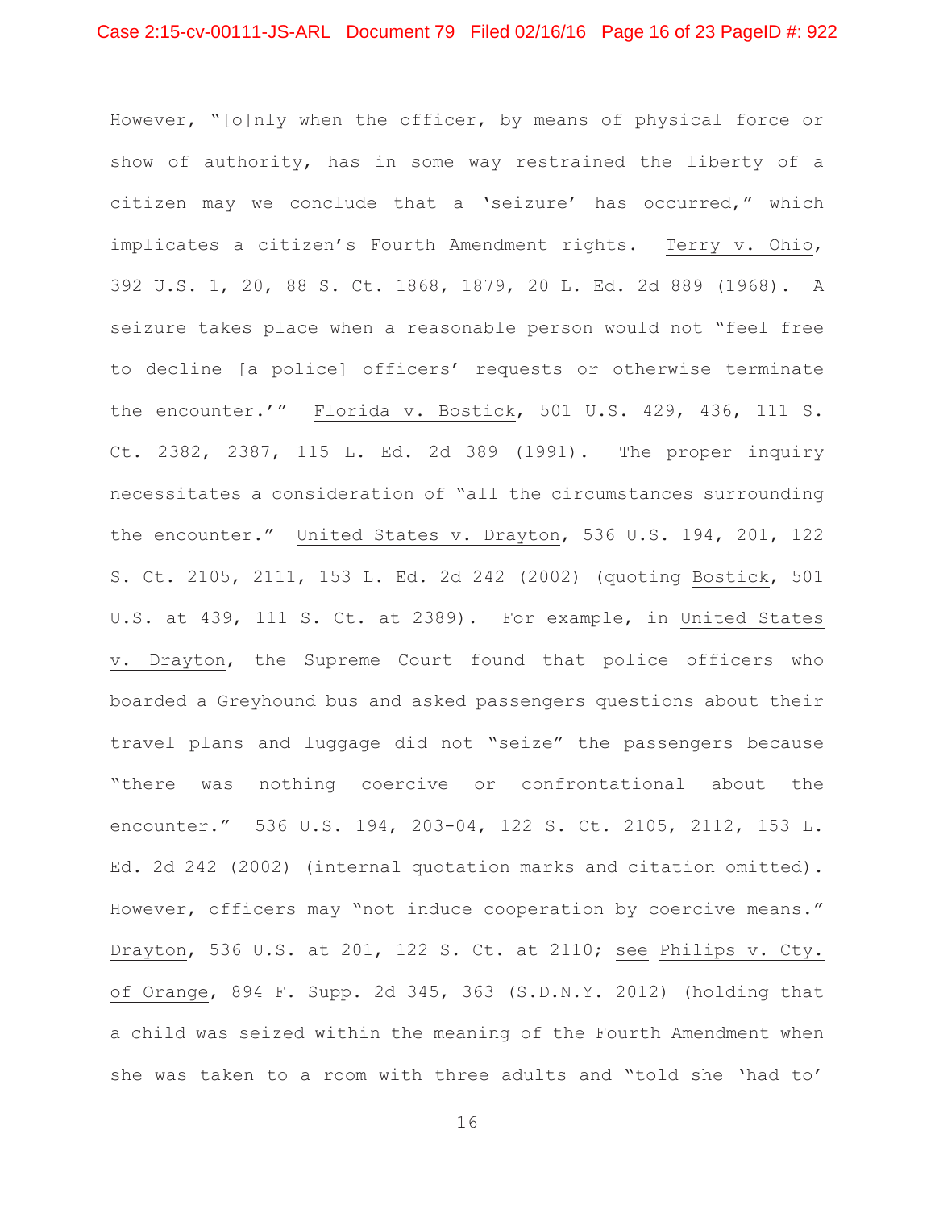However, "[o]nly when the officer, by means of physical force or show of authority, has in some way restrained the liberty of a citizen may we conclude that a 'seizure' has occurred," which implicates a citizen's Fourth Amendment rights. Terry v. Ohio, 392 U.S. 1, 20, 88 S. Ct. 1868, 1879, 20 L. Ed. 2d 889 (1968). A seizure takes place when a reasonable person would not "feel free to decline [a police] officers' requests or otherwise terminate the encounter.'" Florida v. Bostick, 501 U.S. 429, 436, 111 S. Ct. 2382, 2387, 115 L. Ed. 2d 389 (1991). The proper inquiry necessitates a consideration of "all the circumstances surrounding the encounter." United States v. Drayton, 536 U.S. 194, 201, 122 S. Ct. 2105, 2111, 153 L. Ed. 2d 242 (2002) (quoting Bostick, 501 U.S. at 439, 111 S. Ct. at 2389). For example, in United States v. Drayton, the Supreme Court found that police officers who boarded a Greyhound bus and asked passengers questions about their travel plans and luggage did not "seize" the passengers because "there was nothing coercive or confrontational about the encounter." 536 U.S. 194, 203-04, 122 S. Ct. 2105, 2112, 153 L. Ed. 2d 242 (2002) (internal quotation marks and citation omitted). However, officers may "not induce cooperation by coercive means." Drayton, 536 U.S. at 201, 122 S. Ct. at 2110; see Philips v. Cty. of Orange, 894 F. Supp. 2d 345, 363 (S.D.N.Y. 2012) (holding that a child was seized within the meaning of the Fourth Amendment when she was taken to a room with three adults and "told she 'had to'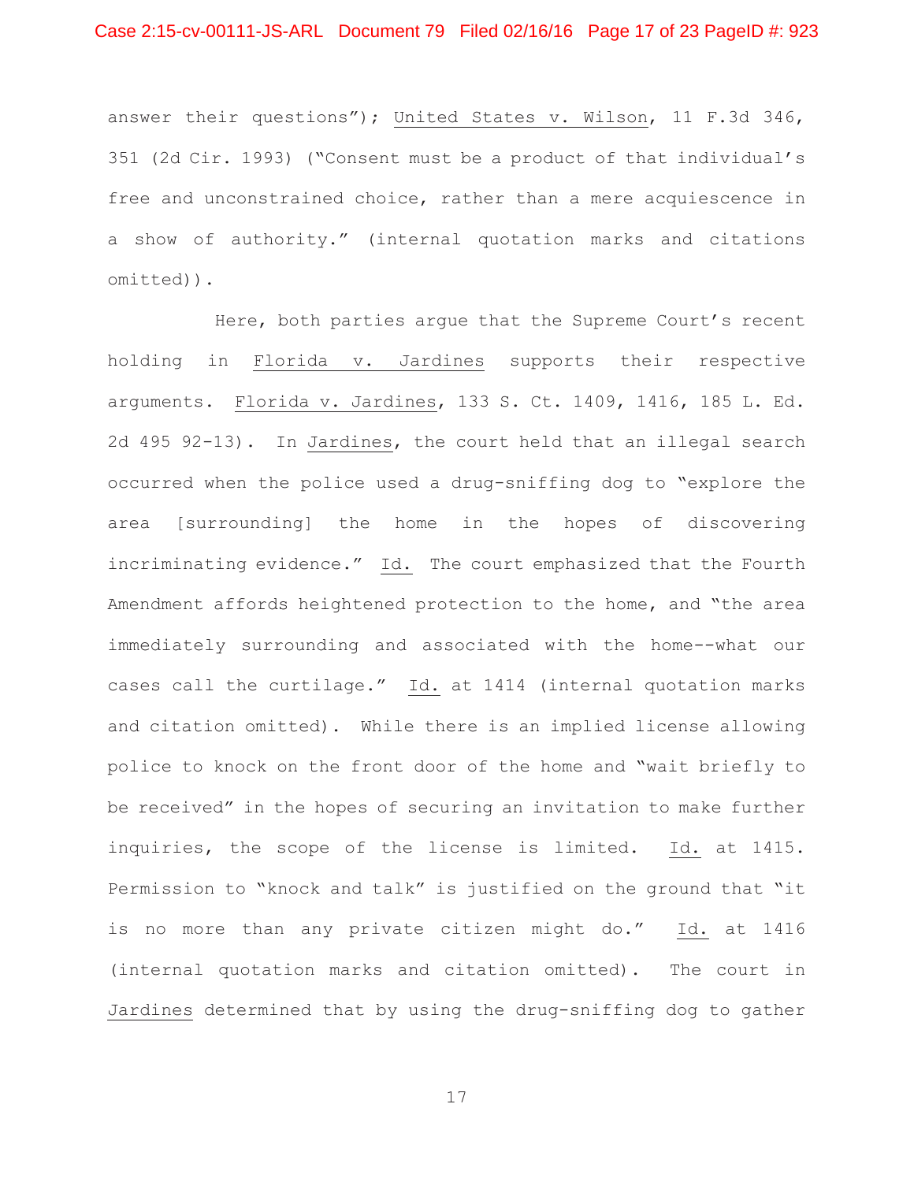answer their questions"); United States v. Wilson, 11 F.3d 346, 351 (2d Cir. 1993) ("Consent must be a product of that individual's free and unconstrained choice, rather than a mere acquiescence in a show of authority." (internal quotation marks and citations omitted)).

Here, both parties argue that the Supreme Court's recent holding in Florida v. Jardines supports their respective arguments. Florida v. Jardines, 133 S. Ct. 1409, 1416, 185 L. Ed. 2d 495 92-13). In Jardines, the court held that an illegal search occurred when the police used a drug-sniffing dog to "explore the area [surrounding] the home in the hopes of discovering incriminating evidence." Id. The court emphasized that the Fourth Amendment affords heightened protection to the home, and "the area immediately surrounding and associated with the home--what our cases call the curtilage." Id. at 1414 (internal quotation marks and citation omitted). While there is an implied license allowing police to knock on the front door of the home and "wait briefly to be received" in the hopes of securing an invitation to make further inquiries, the scope of the license is limited. Id. at 1415. Permission to "knock and talk" is justified on the ground that "it is no more than any private citizen might do." Id. at 1416 (internal quotation marks and citation omitted). The court in Jardines determined that by using the drug-sniffing dog to gather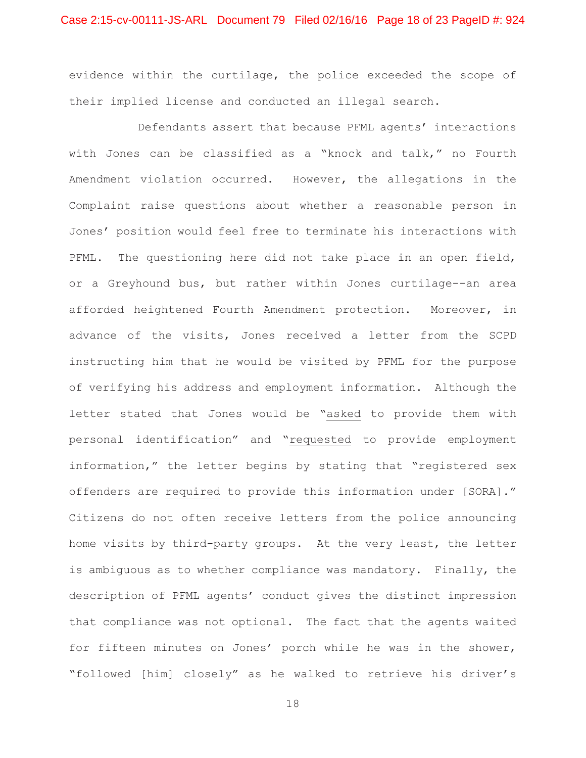evidence within the curtilage, the police exceeded the scope of their implied license and conducted an illegal search.

Defendants assert that because PFML agents' interactions with Jones can be classified as a "knock and talk," no Fourth Amendment violation occurred. However, the allegations in the Complaint raise questions about whether a reasonable person in Jones' position would feel free to terminate his interactions with PFML. The questioning here did not take place in an open field, or a Greyhound bus, but rather within Jones curtilage--an area afforded heightened Fourth Amendment protection. Moreover, in advance of the visits, Jones received a letter from the SCPD instructing him that he would be visited by PFML for the purpose of verifying his address and employment information. Although the letter stated that Jones would be "<u>asked</u> to provide them with personal identification" and "<u>requested</u> to provide employment information," the letter begins by stating that "registered sex offenders are <u>required</u> to provide this information under [SORA]." Citizens do not often receive letters from the police announcing home visits by third-party groups. At the very least, the letter is ambiguous as to whether compliance was mandatory. Finally, the description of PFML agents' conduct gives the distinct impression that compliance was not optional. The fact that the agents waited for fifteen minutes on Jones' porch while he was in the shower, "followed [him] closely" as he walked to retrieve his driver's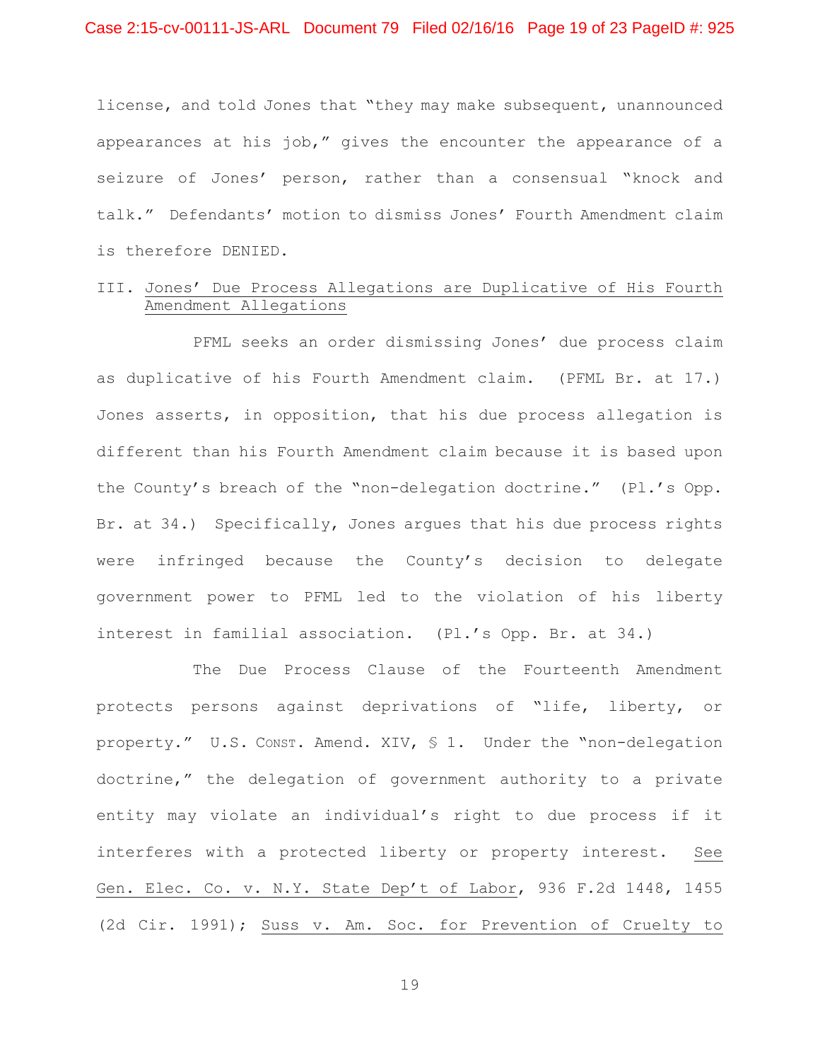license, and told Jones that "they may make subsequent, unannounced appearances at his job," gives the encounter the appearance of a seizure of Jones' person, rather than a consensual "knock and talk." Defendants' motion to dismiss Jones' Fourth Amendment claim is therefore DENIED.

## III. Jones' Due Process Allegations are Duplicative of His Fourth Amendment Allegations

PFML seeks an order dismissing Jones' due process claim as duplicative of his Fourth Amendment claim. (PFML Br. at 17.) Jones asserts, in opposition, that his due process allegation is different than his Fourth Amendment claim because it is based upon the County's breach of the "non-delegation doctrine." (Pl.'s Opp. Br. at 34.) Specifically, Jones argues that his due process rights were infringed because the County's decision to delegate government power to PFML led to the violation of his liberty interest in familial association. (Pl.'s Opp. Br. at 34.)

The Due Process Clause of the Fourteenth Amendment protects persons against deprivations of "life, liberty, or property." U.S. CONST. Amend. XIV, § 1. Under the "non-delegation doctrine," the delegation of government authority to a private entity may violate an individual's right to due process if it interferes with a protected liberty or property interest. See Gen. Elec. Co. v. N.Y. State Dep't of Labor, 936 F.2d 1448, 1455 (2d Cir. 1991); Suss v. Am. Soc. for Prevention of Cruelty to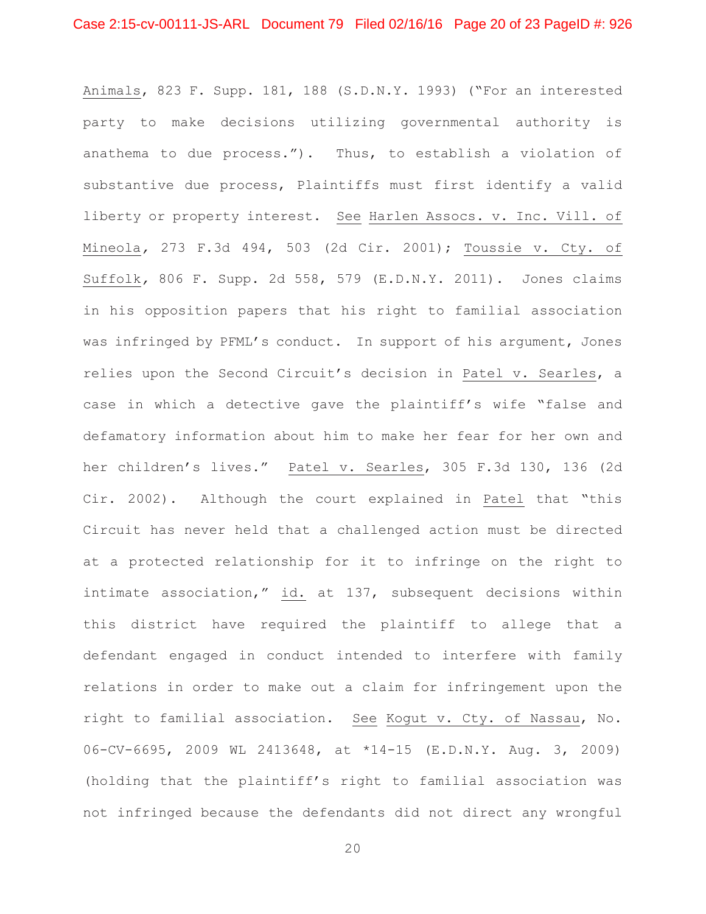Animals, 823 F. Supp. 181, 188 (S.D.N.Y. 1993) ("For an interested party to make decisions utilizing governmental authority is anathema to due process."). Thus, to establish a violation of substantive due process, Plaintiffs must first identify a valid liberty or property interest. See Harlen Assocs. v. Inc. Vill. of Mineola, 273 F.3d 494, 503 (2d Cir. 2001); Toussie v. Cty. of Suffolk, 806 F. Supp. 2d 558, 579 (E.D.N.Y. 2011). Jones claims in his opposition papers that his right to familial association was infringed by PFML's conduct. In support of his argument, Jones relies upon the Second Circuit's decision in Patel v. Searles, a case in which a detective gave the plaintiff's wife "false and defamatory information about him to make her fear for her own and her children's lives." Patel v. Searles, 305 F.3d 130, 136 (2d Cir. 2002). Although the court explained in Patel that "this Circuit has never held that a challenged action must be directed at a protected relationship for it to infringe on the right to intimate association," id. at 137, subsequent decisions within this district have required the plaintiff to allege that a defendant engaged in conduct intended to interfere with family relations in order to make out a claim for infringement upon the right to familial association. See Kogut v. Cty. of Nassau, No. 06-CV-6695, 2009 WL 2413648, at *14-15 (E.D.N.Y. Aug. 3, 2009) (holding that the plaintiff's right to familial association was not infringed because the defendants did not direct any wrongful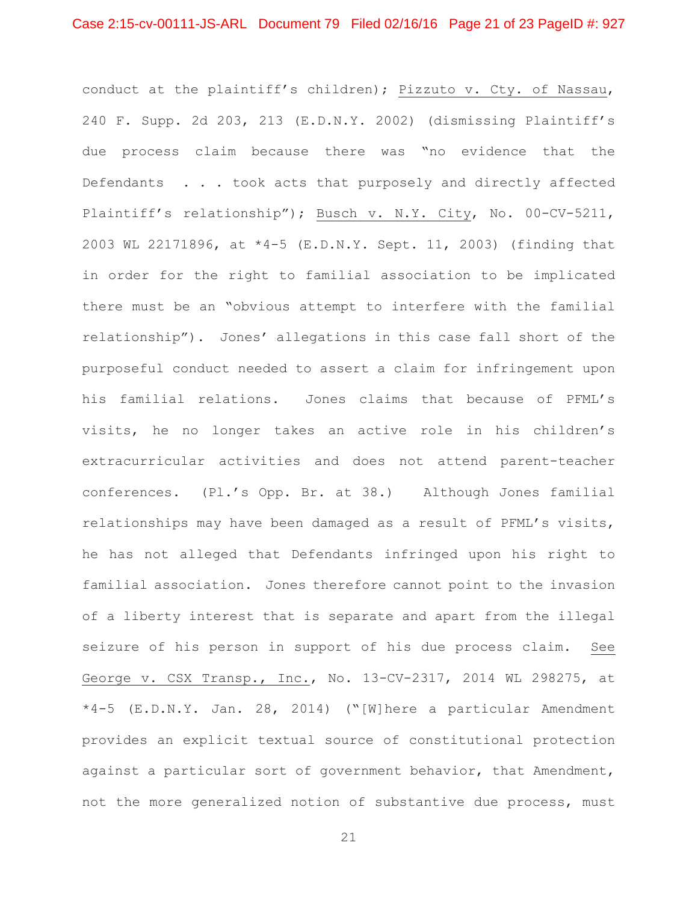conduct at the plaintiff's children); Pizzuto v. Cty. of Nassau, 240 F. Supp. 2d 203, 213 (E.D.N.Y. 2002) (dismissing Plaintiff's due process claim because there was "no evidence that the Defendants . . . took acts that purposely and directly affected Plaintiff's relationship"); Busch v. N.Y. City, No. 00-CV-5211, 2003 WL 22171896, at *4-5 (E.D.N.Y. Sept. 11, 2003) (finding that in order for the right to familial association to be implicated there must be an "obvious attempt to interfere with the familial relationship"). Jones' allegations in this case fall short of the purposeful conduct needed to assert a claim for infringement upon his familial relations. Jones claims that because of PFML's visits, he no longer takes an active role in his children's extracurricular activities and does not attend parent-teacher conferences. (Pl.'s Opp. Br. at 38.) Although Jones familial relationships may have been damaged as a result of PFML's visits, he has not alleged that Defendants infringed upon his right to familial association. Jones therefore cannot point to the invasion of a liberty interest that is separate and apart from the illegal seizure of his person in support of his due process claim. See George v. CSX Transp., Inc., No. 13-CV-2317, 2014 WL 298275, at *4-5 (E.D.N.Y. Jan. 28, 2014) ("[W]here a particular Amendment provides an explicit textual source of constitutional protection against a particular sort of government behavior, that Amendment, not the more generalized notion of substantive due process, must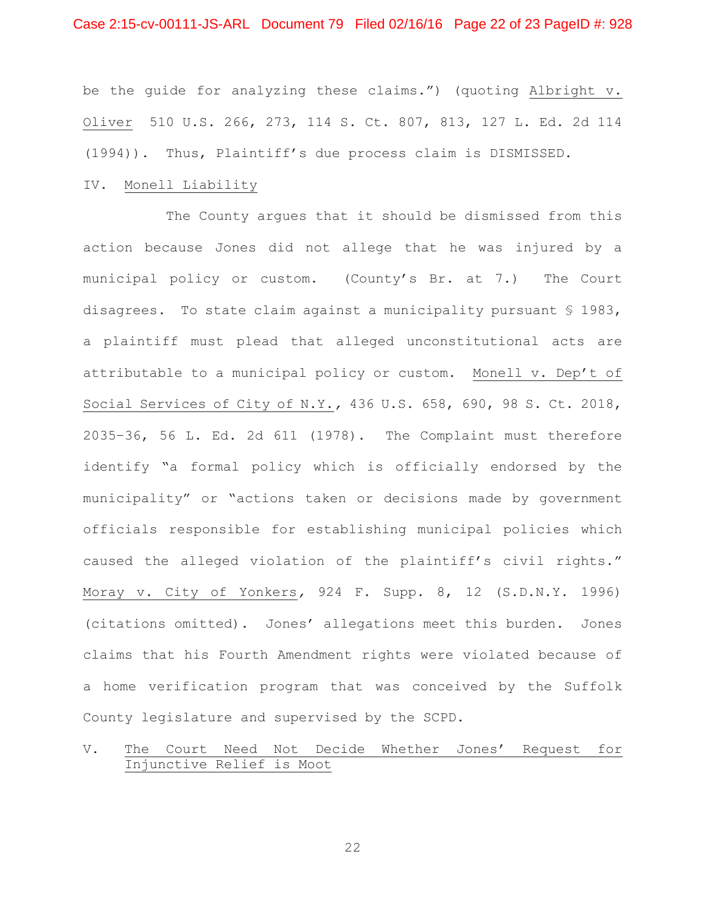be the guide for analyzing these claims.") (quoting Albright v. Oliver 510 U.S. 266, 273, 114 S. Ct. 807, 813, 127 L. Ed. 2d 114 (1994)). Thus, Plaintiff's due process claim is DISMISSED.

## IV. Monell Liability

The County argues that it should be dismissed from this action because Jones did not allege that he was injured by a municipal policy or custom. (County's Br. at 7.) The Court disagrees. To state claim against a municipality pursuant § 1983, a plaintiff must plead that alleged unconstitutional acts are attributable to a municipal policy or custom. Monell v. Dep't of Social Services of City of N.Y., 436 U.S. 658, 690, 98 S. Ct. 2018, 2035-36, 56 L. Ed. 2d 611 (1978). The Complaint must therefore identify "a formal policy which is officially endorsed by the municipality" or "actions taken or decisions made by government officials responsible for establishing municipal policies which caused the alleged violation of the plaintiff's civil rights." Moray v. City of Yonkers, 924 F. Supp. 8, 12 (S.D.N.Y. 1996) (citations omitted). Jones' allegations meet this burden. Jones claims that his Fourth Amendment rights were violated because of a home verification program that was conceived by the Suffolk County legislature and supervised by the SCPD.

## V. The Court Need Not Decide Whether Jones' Request for Injunctive Relief is Moot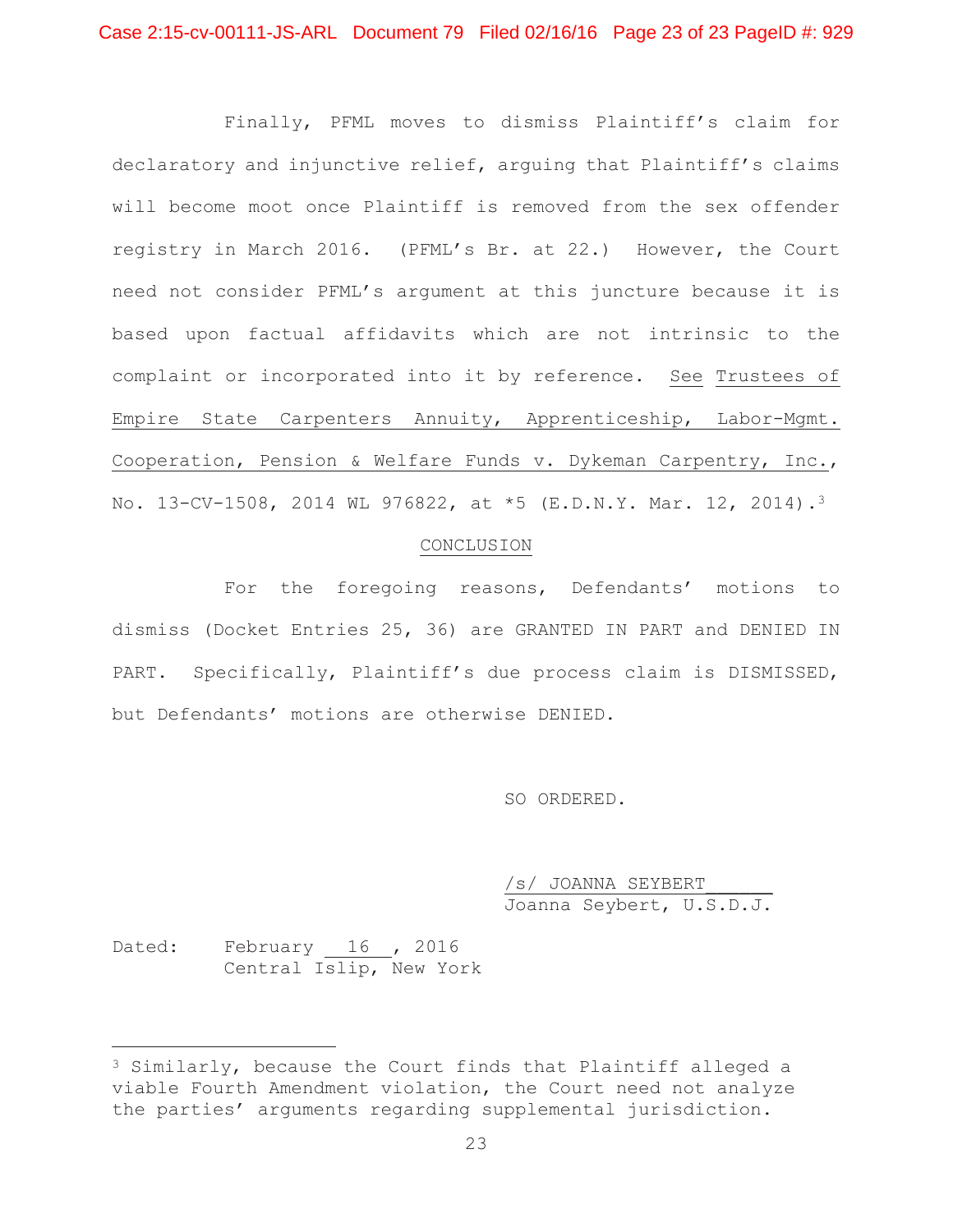Finally, PFML moves to dismiss Plaintiff's claim for declaratory and injunctive relief, arguing that Plaintiff's claims will become moot once Plaintiff is removed from the sex offender registry in March 2016. (PFML's Br. at 22.) However, the Court need not consider PFML's argument at this juncture because it is based upon factual affidavits which are not intrinsic to the complaint or incorporated into it by reference. See Trustees of Empire State Carpenters Annuity, Apprenticeship, Labor-Mgmt. Cooperation, Pension & Welfare Funds v. Dykeman Carpentry, Inc., No. 13-CV-1508, 2014 WL 976822, at *5 (E.D.N.Y. Mar. 12, 2014).[3]

## CONCLUSION

For the foregoing reasons, Defendants' motions to dismiss (Docket Entries 25, 36) are GRANTED IN PART and DENIED IN PART. Specifically, Plaintiff's due process claim is DISMISSED, but Defendants' motions are otherwise DENIED.

SO ORDERED.

/s/ JOANNA SEYBERT
Joanna Seybert, U.S.D.J.

Dated: February 16, 2016
Central Islip, New York

---

[3] Similarly, because the Court finds that Plaintiff alleged a viable Fourth Amendment violation, the Court need not analyze the parties' arguments regarding supplemental jurisdiction.